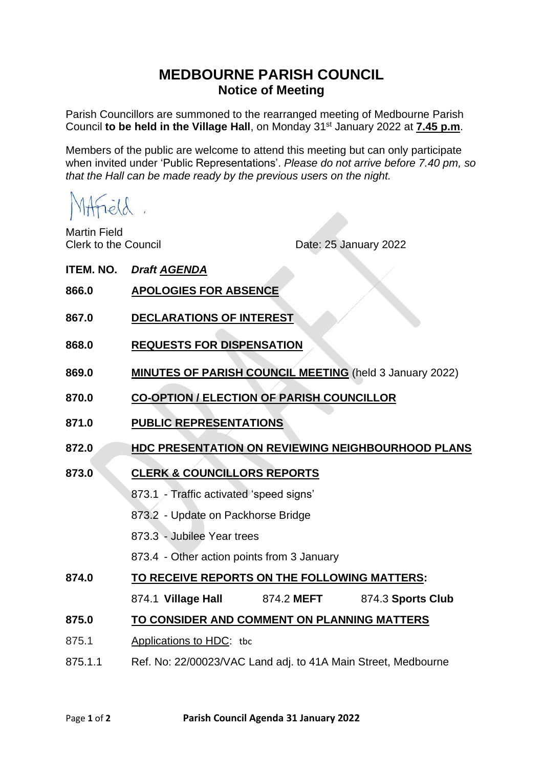# MEDBOURNE PARISH COUNCIL

## Notice of Meeting

Parish Councillors are summoned to the rearranged meeting of Medbourne Parish Council **to be held in the Village Hall**, on Monday 31st January 2022 at **7.45 p.m**.

Members of the public are welcome to attend this meeting but can only participate when invited under 'Public Representations'. *Please do not arrive before 7.40 pm, so that the Hall can be made ready by the previous users on the night.*

MAField.

Martin Field
Clerk to the Council

Date: 25 January 2022

**ITEM. NO.** ***Draft AGENDA***

**866.0** **APOLOGIES FOR ABSENCE**

**867.0** **DECLARATIONS OF INTEREST**

**868.0** **REQUESTS FOR DISPENSATION**

**869.0** **MINUTES OF PARISH COUNCIL MEETING** (held 3 January 2022)

**870.0** **CO-OPTION / ELECTION OF PARISH COUNCILLOR**

**871.0** **PUBLIC REPRESENTATIONS**

**872.0** **HDC PRESENTATION ON REVIEWING NEIGHBOURHOOD PLANS**

**873.0** **CLERK & COUNCILLORS REPORTS**

873.1 - Traffic activated 'speed signs'

873.2 - Update on Packhorse Bridge

873.3 - Jubilee Year trees

873.4 - Other action points from 3 January

**874.0** **TO RECEIVE REPORTS ON THE FOLLOWING MATTERS:**

874.1 **Village Hall** 874.2 **MEFT** 874.3 **Sports Club**

**875.0** **TO CONSIDER AND COMMENT ON PLANNING MATTERS**

875.1 Applications to HDC: tbc

875.1.1 Ref. No: 22/00023/VAC Land adj. to 41A Main Street, Medbourne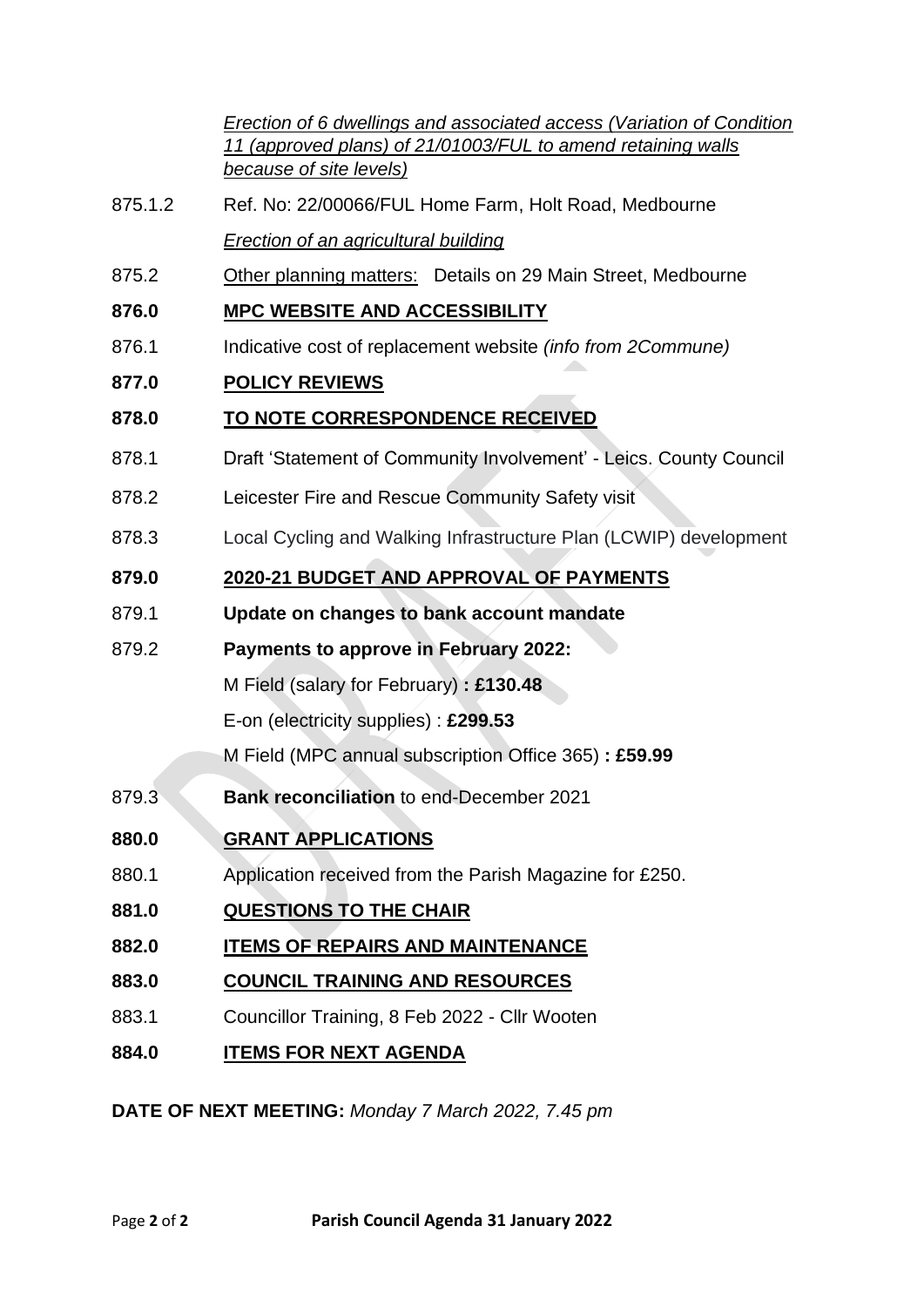*Erection of 6 dwellings and associated access (Variation of Condition 11 (approved plans) of 21/01003/FUL to amend retaining walls because of site levels)*

875.1.2 Ref. No: 22/00066/FUL Home Farm, Holt Road, Medbourne

*Erection of an agricultural building*

875.2 Other planning matters: Details on 29 Main Street, Medbourne

**876.0 MPC WEBSITE AND ACCESSIBILITY**

876.1 Indicative cost of replacement website *(info from 2Commune)*

**877.0 POLICY REVIEWS**

**878.0 TO NOTE CORRESPONDENCE RECEIVED**

878.1 Draft 'Statement of Community Involvement' - Leics. County Council

878.2 Leicester Fire and Rescue Community Safety visit

878.3 Local Cycling and Walking Infrastructure Plan (LCWIP) development

**879.0 2020-21 BUDGET AND APPROVAL OF PAYMENTS**

879.1 **Update on changes to bank account mandate**

879.2 **Payments to approve in February 2022:**

M Field (salary for February) **: £130.48**

E-on (electricity supplies) : **£299.53**

M Field (MPC annual subscription Office 365) **: £59.99**

879.3 **Bank reconciliation** to end-December 2021

**880.0 GRANT APPLICATIONS**

880.1 Application received from the Parish Magazine for £250.

**881.0 QUESTIONS TO THE CHAIR**

**882.0 ITEMS OF REPAIRS AND MAINTENANCE**

**883.0 COUNCIL TRAINING AND RESOURCES**

883.1 Councillor Training, 8 Feb 2022 - Cllr Wooten

**884.0 ITEMS FOR NEXT AGENDA**

**DATE OF NEXT MEETING:** *Monday 7 March 2022, 7.45 pm*